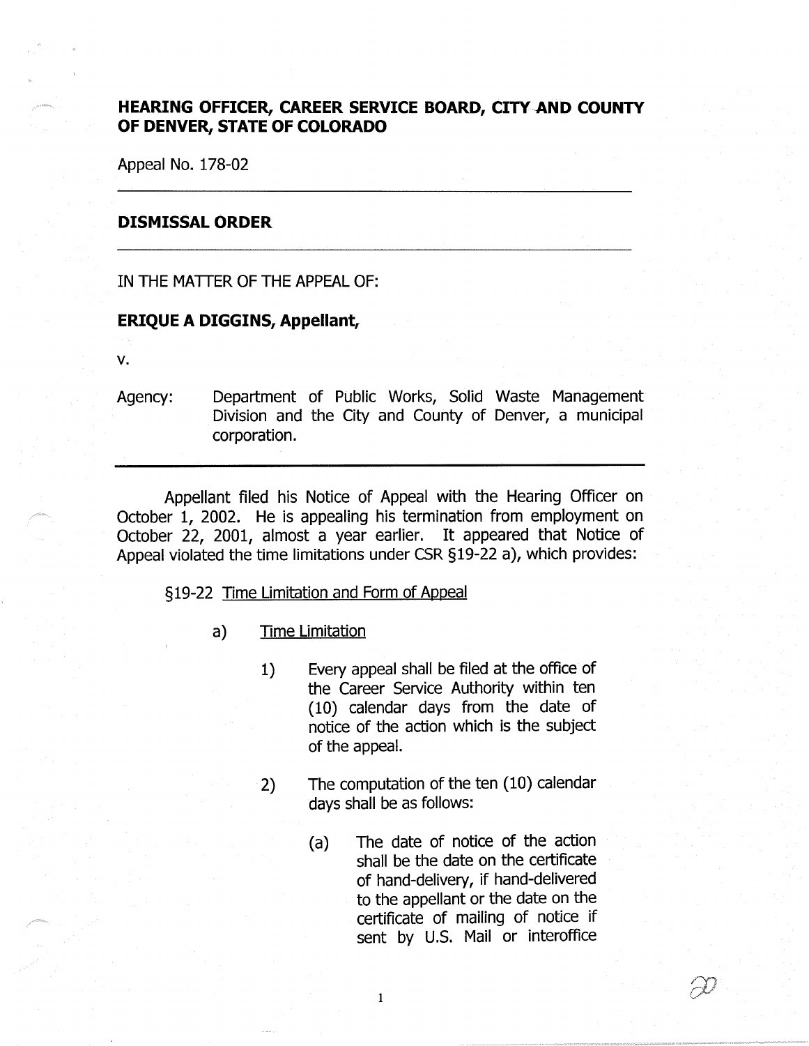**HEARING OFFICER, CAREER SERVICE BOARD, CITY AND COUNTY OF DENVER, STATE OF COLORADO**

Appeal No. 178-02

---

**DISMISSAL ORDER**

---

IN THE MATTER OF THE APPEAL OF:

**ERIQUE A DIGGINS, Appellant,**

v.

Agency: Department of Public Works, Solid Waste Management Division and the City and County of Denver, a municipal corporation.

---

Appellant filed his Notice of Appeal with the Hearing Officer on October 1, 2002. He is appealing his termination from employment on October 22, 2001, almost a year earlier. It appeared that Notice of Appeal violated the time limitations under CSR §19-22 a), which provides:

§19-22 Time Limitation and Form of Appeal

a) Time Limitation

1) Every appeal shall be filed at the office of the Career Service Authority within ten (10) calendar days from the date of notice of the action which is the subject of the appeal.

2) The computation of the ten (10) calendar days shall be as follows:

(a) The date of notice of the action shall be the date on the certificate of hand-delivery, if hand-delivered to the appellant or the date on the certificate of mailing of notice if sent by U.S. Mail or interoffice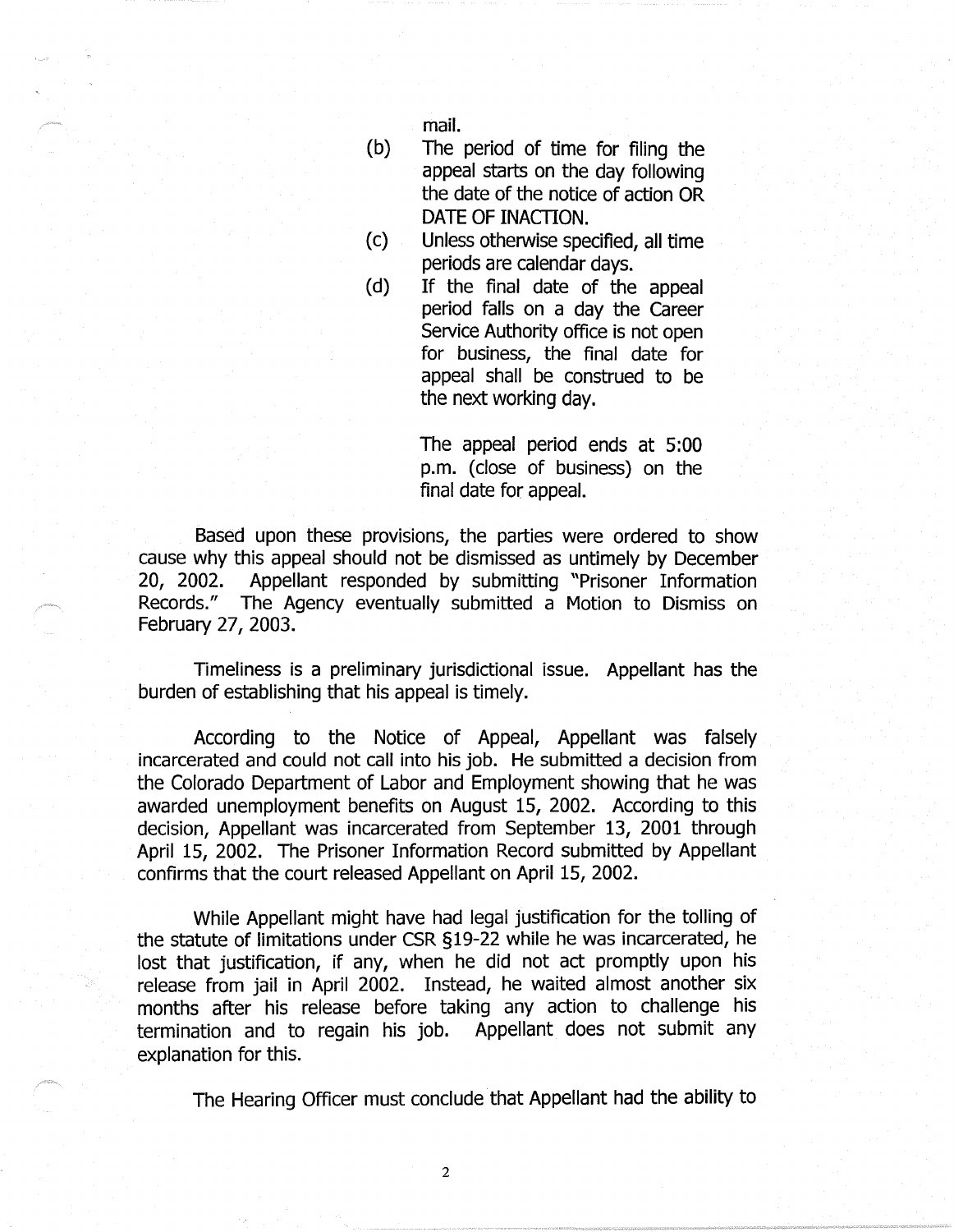mail.

(b) The period of time for filing the appeal starts on the day following the date of the notice of action OR DATE OF INACTION.

(c) Unless otherwise specified, all time periods are calendar days.

(d) If the final date of the appeal period falls on a day the Career Service Authority office is not open for business, the final date for appeal shall be construed to be the next working day.

The appeal period ends at 5:00 p.m. (close of business) on the final date for appeal.

Based upon these provisions, the parties were ordered to show cause why this appeal should not be dismissed as untimely by December 20, 2002. Appellant responded by submitting "Prisoner Information Records." The Agency eventually submitted a Motion to Dismiss on February 27, 2003.

Timeliness is a preliminary jurisdictional issue. Appellant has the burden of establishing that his appeal is timely.

According to the Notice of Appeal, Appellant was falsely incarcerated and could not call into his job. He submitted a decision from the Colorado Department of Labor and Employment showing that he was awarded unemployment benefits on August 15, 2002. According to this decision, Appellant was incarcerated from September 13, 2001 through April 15, 2002. The Prisoner Information Record submitted by Appellant confirms that the court released Appellant on April 15, 2002.

While Appellant might have had legal justification for the tolling of the statute of limitations under CSR §19-22 while he was incarcerated, he lost that justification, if any, when he did not act promptly upon his release from jail in April 2002. Instead, he waited almost another six months after his release before taking any action to challenge his termination and to regain his job. Appellant does not submit any explanation for this.

The Hearing Officer must conclude that Appellant had the ability to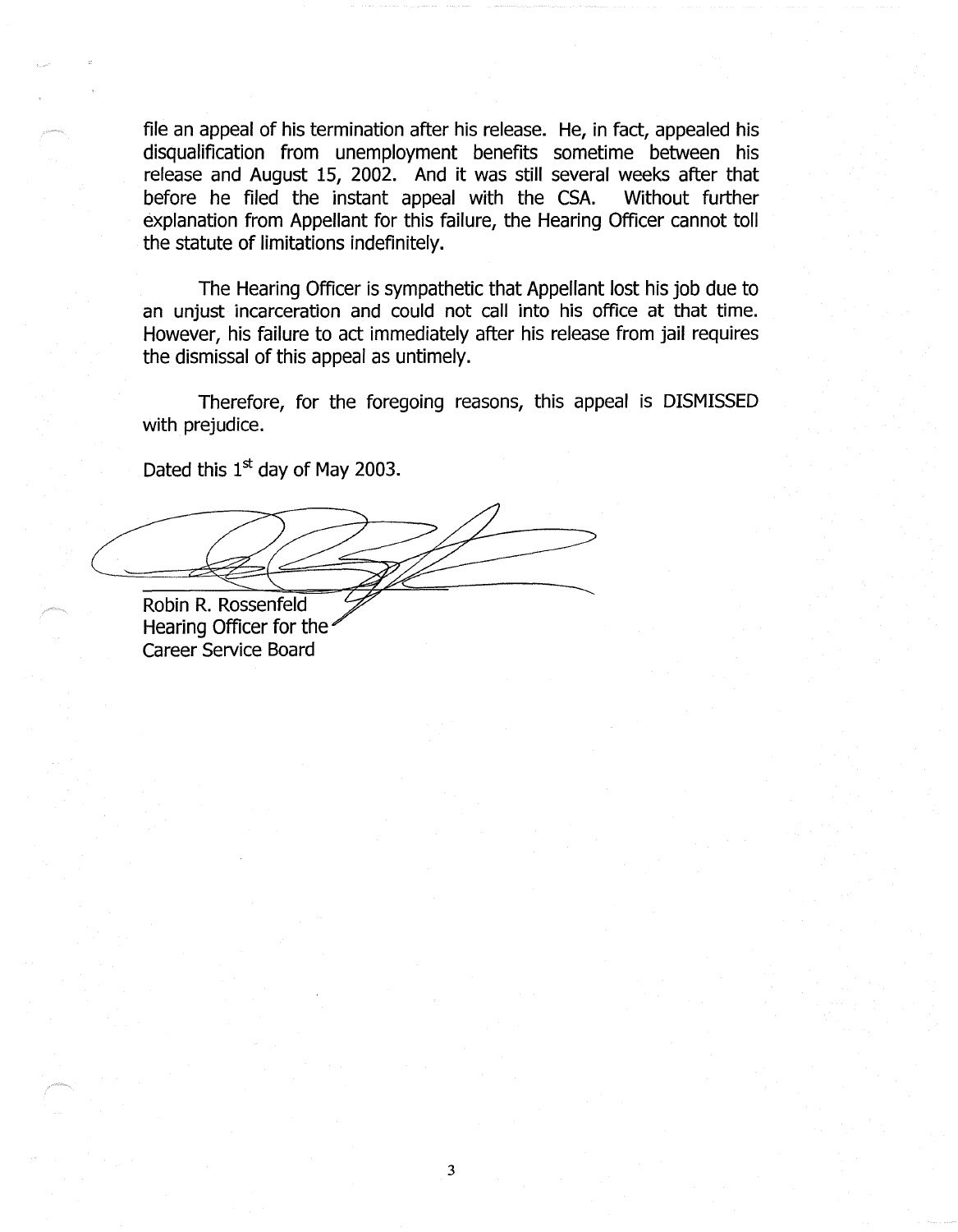file an appeal of his termination after his release. He, in fact, appealed his disqualification from unemployment benefits sometime between his release and August 15, 2002. And it was still several weeks after that before he filed the instant appeal with the CSA. Without further explanation from Appellant for this failure, the Hearing Officer cannot toll the statute of limitations indefinitely.

The Hearing Officer is sympathetic that Appellant lost his job due to an unjust incarceration and could not call into his office at that time. However, his failure to act immediately after his release from jail requires the dismissal of this appeal as untimely.

Therefore, for the foregoing reasons, this appeal is DISMISSED with prejudice.

Dated this 1st day of May 2003.

Robin R. Rossenfeld
Hearing Officer for the
Career Service Board